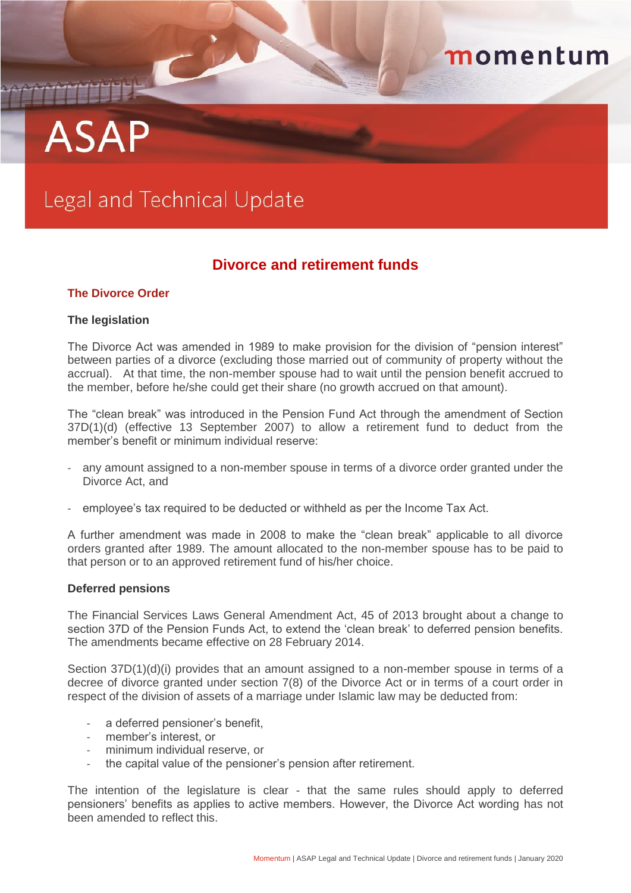momentum

# ASAP

Legal and Technical Update

## Divorce and retirement funds

### The Divorce Order

**The legislation**

The Divorce Act was amended in 1989 to make provision for the division of "pension interest" between parties of a divorce (excluding those married out of community of property without the accrual). At that time, the non-member spouse had to wait until the pension benefit accrued to the member, before he/she could get their share (no growth accrued on that amount).

The "clean break" was introduced in the Pension Fund Act through the amendment of Section 37D(1)(d) (effective 13 September 2007) to allow a retirement fund to deduct from the member's benefit or minimum individual reserve:

- any amount assigned to a non-member spouse in terms of a divorce order granted under the Divorce Act, and
- employee's tax required to be deducted or withheld as per the Income Tax Act.

A further amendment was made in 2008 to make the "clean break" applicable to all divorce orders granted after 1989. The amount allocated to the non-member spouse has to be paid to that person or to an approved retirement fund of his/her choice.

**Deferred pensions**

The Financial Services Laws General Amendment Act, 45 of 2013 brought about a change to section 37D of the Pension Funds Act, to extend the 'clean break' to deferred pension benefits. The amendments became effective on 28 February 2014.

Section 37D(1)(d)(i) provides that an amount assigned to a non-member spouse in terms of a decree of divorce granted under section 7(8) of the Divorce Act or in terms of a court order in respect of the division of assets of a marriage under Islamic law may be deducted from:

- a deferred pensioner's benefit,
- member's interest, or
- minimum individual reserve, or
- the capital value of the pensioner's pension after retirement.

The intention of the legislature is clear - that the same rules should apply to deferred pensioners' benefits as applies to active members. However, the Divorce Act wording has not been amended to reflect this.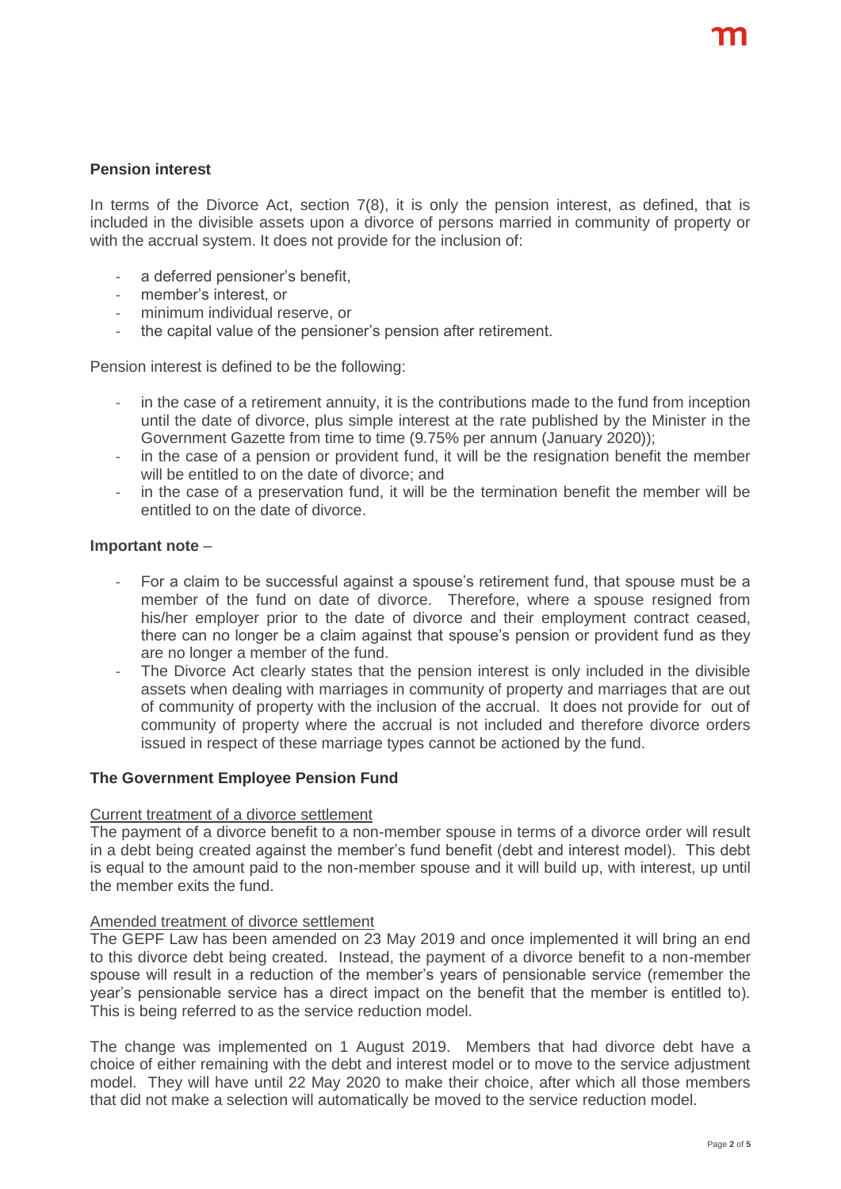**Pension interest**

In terms of the Divorce Act, section 7(8), it is only the pension interest, as defined, that is included in the divisible assets upon a divorce of persons married in community of property or with the accrual system. It does not provide for the inclusion of:

- a deferred pensioner's benefit,
- member's interest, or
- minimum individual reserve, or
- the capital value of the pensioner's pension after retirement.

Pension interest is defined to be the following:

- in the case of a retirement annuity, it is the contributions made to the fund from inception until the date of divorce, plus simple interest at the rate published by the Minister in the Government Gazette from time to time (9.75% per annum (January 2020));
- in the case of a pension or provident fund, it will be the resignation benefit the member will be entitled to on the date of divorce; and
- in the case of a preservation fund, it will be the termination benefit the member will be entitled to on the date of divorce.

**Important note** –

- For a claim to be successful against a spouse's retirement fund, that spouse must be a member of the fund on date of divorce. Therefore, where a spouse resigned from his/her employer prior to the date of divorce and their employment contract ceased, there can no longer be a claim against that spouse's pension or provident fund as they are no longer a member of the fund.
- The Divorce Act clearly states that the pension interest is only included in the divisible assets when dealing with marriages in community of property and marriages that are out of community of property with the inclusion of the accrual. It does not provide for out of community of property where the accrual is not included and therefore divorce orders issued in respect of these marriage types cannot be actioned by the fund.

**The Government Employee Pension Fund**

Current treatment of a divorce settlement

The payment of a divorce benefit to a non-member spouse in terms of a divorce order will result in a debt being created against the member's fund benefit (debt and interest model). This debt is equal to the amount paid to the non-member spouse and it will build up, with interest, up until the member exits the fund.

Amended treatment of divorce settlement

The GEPF Law has been amended on 23 May 2019 and once implemented it will bring an end to this divorce debt being created. Instead, the payment of a divorce benefit to a non-member spouse will result in a reduction of the member's years of pensionable service (remember the year's pensionable service has a direct impact on the benefit that the member is entitled to). This is being referred to as the service reduction model.

The change was implemented on 1 August 2019. Members that had divorce debt have a choice of either remaining with the debt and interest model or to move to the service adjustment model. They will have until 22 May 2020 to make their choice, after which all those members that did not make a selection will automatically be moved to the service reduction model.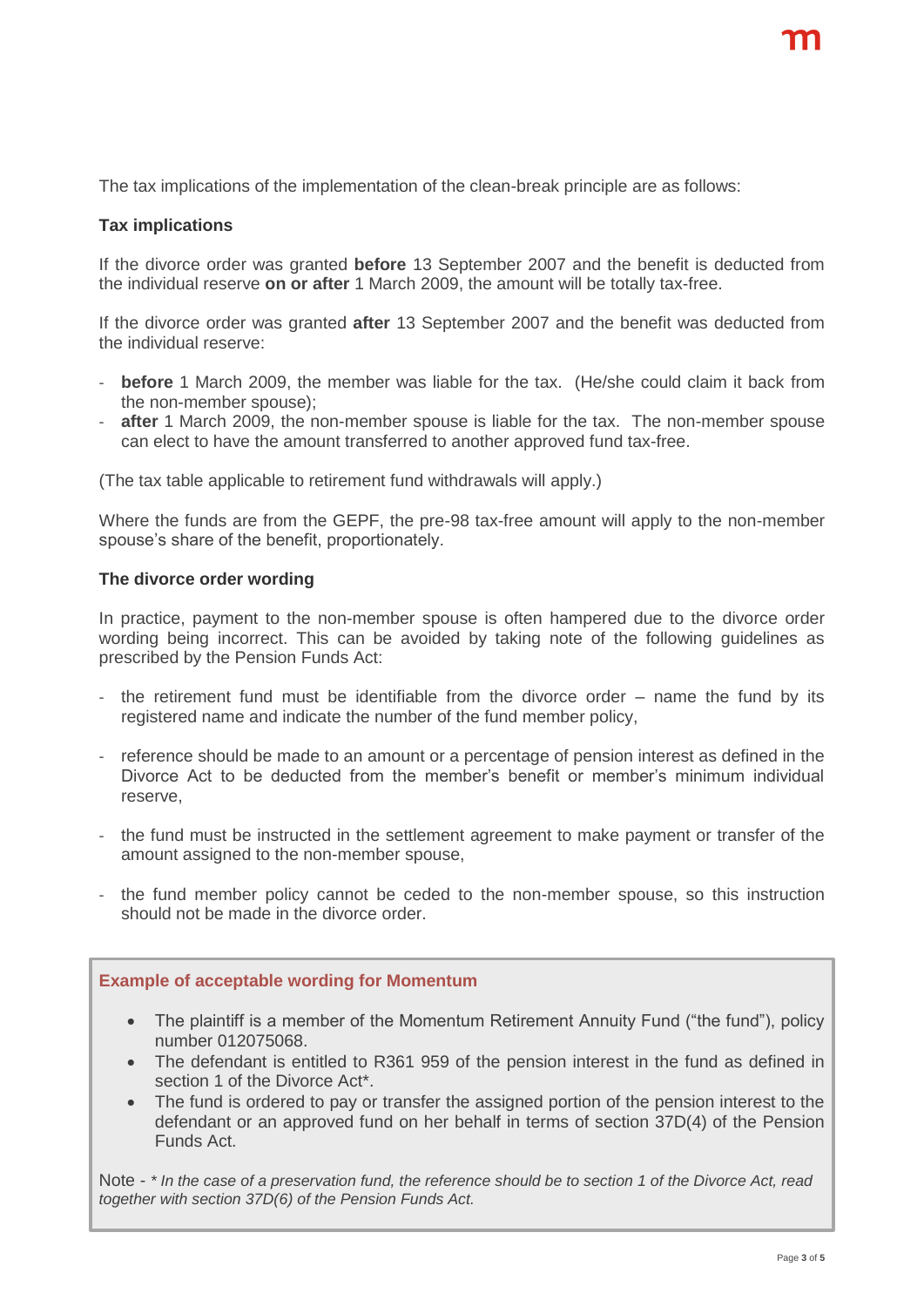The tax implications of the implementation of the clean-break principle are as follows:

**Tax implications**

If the divorce order was granted **before** 13 September 2007 and the benefit is deducted from the individual reserve **on or after** 1 March 2009, the amount will be totally tax-free.

If the divorce order was granted **after** 13 September 2007 and the benefit was deducted from the individual reserve:

- **before** 1 March 2009, the member was liable for the tax. (He/she could claim it back from the non-member spouse);
- **after** 1 March 2009, the non-member spouse is liable for the tax. The non-member spouse can elect to have the amount transferred to another approved fund tax-free.

(The tax table applicable to retirement fund withdrawals will apply.)

Where the funds are from the GEPF, the pre-98 tax-free amount will apply to the non-member spouse's share of the benefit, proportionately.

**The divorce order wording**

In practice, payment to the non-member spouse is often hampered due to the divorce order wording being incorrect. This can be avoided by taking note of the following guidelines as prescribed by the Pension Funds Act:

- the retirement fund must be identifiable from the divorce order – name the fund by its registered name and indicate the number of the fund member policy,
- reference should be made to an amount or a percentage of pension interest as defined in the Divorce Act to be deducted from the member's benefit or member's minimum individual reserve,
- the fund must be instructed in the settlement agreement to make payment or transfer of the amount assigned to the non-member spouse,
- the fund member policy cannot be ceded to the non-member spouse, so this instruction should not be made in the divorce order.

**Example of acceptable wording for Momentum**

- The plaintiff is a member of the Momentum Retirement Annuity Fund ("the fund"), policy number 012075068.
- The defendant is entitled to R361 959 of the pension interest in the fund as defined in section 1 of the Divorce Act*.
- The fund is ordered to pay or transfer the assigned portion of the pension interest to the defendant or an approved fund on her behalf in terms of section 37D(4) of the Pension Funds Act.

Note - * *In the case of a preservation fund, the reference should be to section 1 of the Divorce Act, read together with section 37D(6) of the Pension Funds Act.*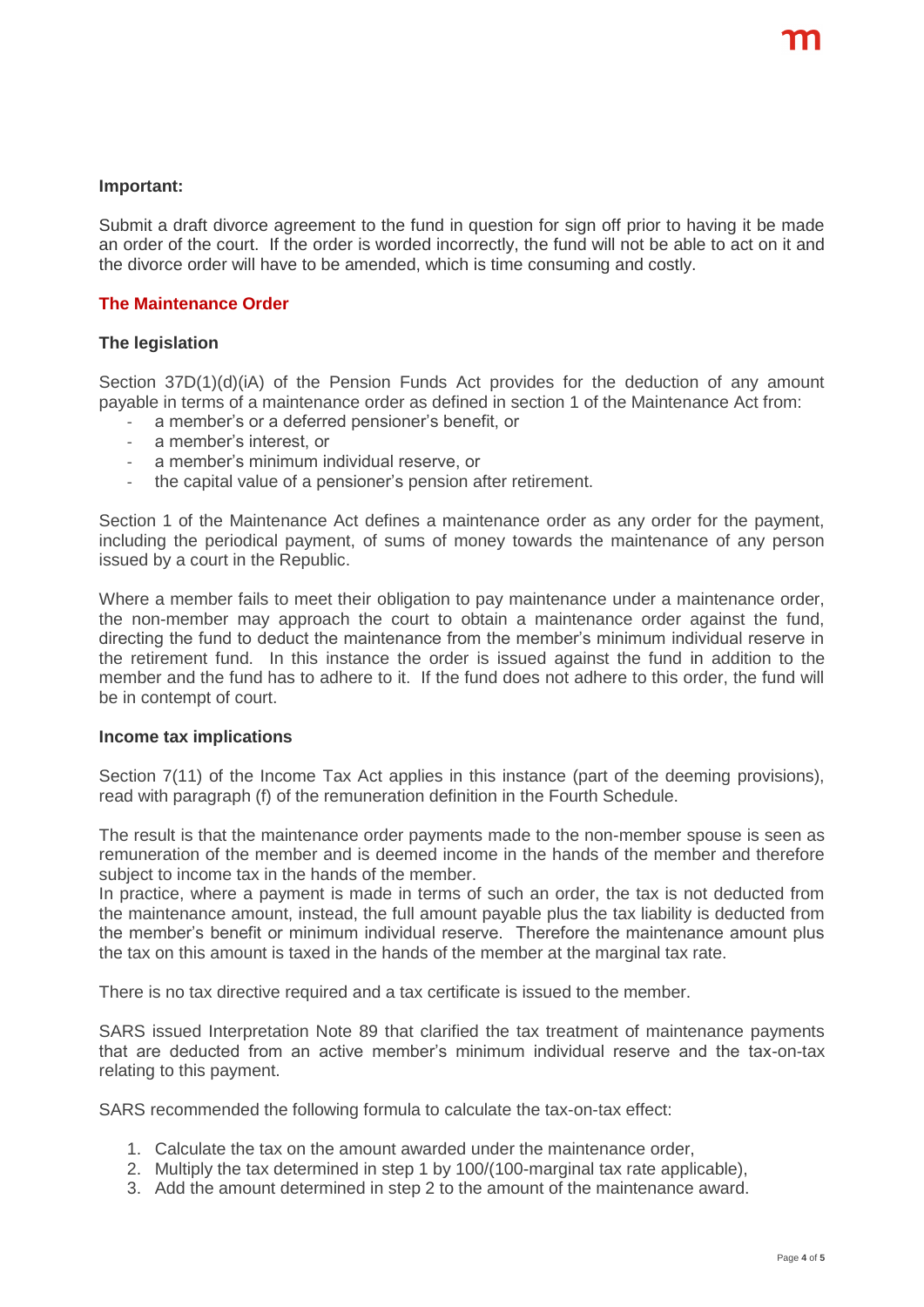**Important:**

Submit a draft divorce agreement to the fund in question for sign off prior to having it be made an order of the court. If the order is worded incorrectly, the fund will not be able to act on it and the divorce order will have to be amended, which is time consuming and costly.

## The Maintenance Order

### The legislation

Section 37D(1)(d)(iA) of the Pension Funds Act provides for the deduction of any amount payable in terms of a maintenance order as defined in section 1 of the Maintenance Act from:

- a member's or a deferred pensioner's benefit, or
- a member's interest, or
- a member's minimum individual reserve, or
- the capital value of a pensioner's pension after retirement.

Section 1 of the Maintenance Act defines a maintenance order as any order for the payment, including the periodical payment, of sums of money towards the maintenance of any person issued by a court in the Republic.

Where a member fails to meet their obligation to pay maintenance under a maintenance order, the non-member may approach the court to obtain a maintenance order against the fund, directing the fund to deduct the maintenance from the member's minimum individual reserve in the retirement fund. In this instance the order is issued against the fund in addition to the member and the fund has to adhere to it. If the fund does not adhere to this order, the fund will be in contempt of court.

### Income tax implications

Section 7(11) of the Income Tax Act applies in this instance (part of the deeming provisions), read with paragraph (f) of the remuneration definition in the Fourth Schedule.

The result is that the maintenance order payments made to the non-member spouse is seen as remuneration of the member and is deemed income in the hands of the member and therefore subject to income tax in the hands of the member.
In practice, where a payment is made in terms of such an order, the tax is not deducted from the maintenance amount, instead, the full amount payable plus the tax liability is deducted from the member's benefit or minimum individual reserve. Therefore the maintenance amount plus the tax on this amount is taxed in the hands of the member at the marginal tax rate.

There is no tax directive required and a tax certificate is issued to the member.

SARS issued Interpretation Note 89 that clarified the tax treatment of maintenance payments that are deducted from an active member's minimum individual reserve and the tax-on-tax relating to this payment.

SARS recommended the following formula to calculate the tax-on-tax effect:

1. Calculate the tax on the amount awarded under the maintenance order,
2. Multiply the tax determined in step 1 by 100/(100-marginal tax rate applicable),
3. Add the amount determined in step 2 to the amount of the maintenance award.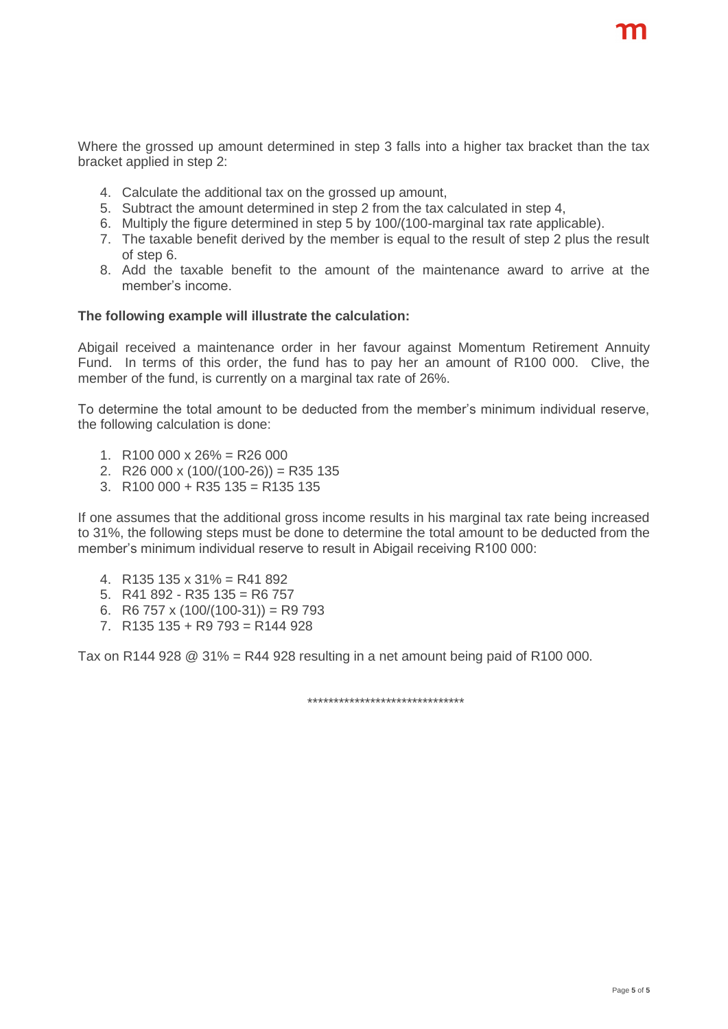Where the grossed up amount determined in step 3 falls into a higher tax bracket than the tax bracket applied in step 2:

4. Calculate the additional tax on the grossed up amount,
5. Subtract the amount determined in step 2 from the tax calculated in step 4,
6. Multiply the figure determined in step 5 by 100/(100-marginal tax rate applicable).
7. The taxable benefit derived by the member is equal to the result of step 2 plus the result of step 6.
8. Add the taxable benefit to the amount of the maintenance award to arrive at the member's income.

**The following example will illustrate the calculation:**

Abigail received a maintenance order in her favour against Momentum Retirement Annuity Fund. In terms of this order, the fund has to pay her an amount of R100 000. Clive, the member of the fund, is currently on a marginal tax rate of 26%.

To determine the total amount to be deducted from the member's minimum individual reserve, the following calculation is done:

1. R100 000 x 26% = R26 000
2. R26 000 x (100/(100-26)) = R35 135
3. R100 000 + R35 135 = R135 135

If one assumes that the additional gross income results in his marginal tax rate being increased to 31%, the following steps must be done to determine the total amount to be deducted from the member's minimum individual reserve to result in Abigail receiving R100 000:

4. R135 135 x 31% = R41 892
5. R41 892 - R35 135 = R6 757
6. R6 757 x (100/(100-31)) = R9 793
7. R135 135 + R9 793 = R144 928

Tax on R144 928 @ 31% = R44 928 resulting in a net amount being paid of R100 000.

******************************